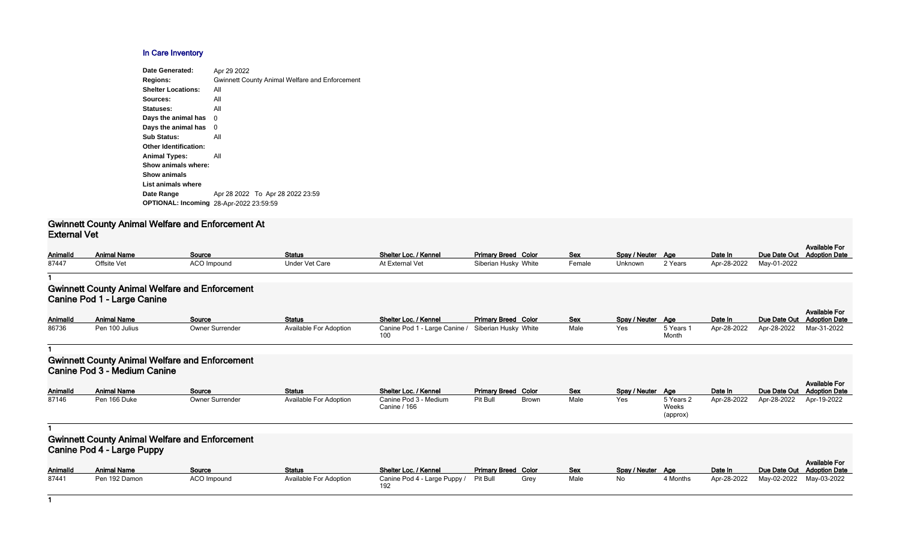## In Care Inventory

**Date Generated:** Apr 29 2022
**Regions:** Gwinnett County Animal Welfare and Enforcement
**Shelter Locations:** All
**Sources:** All
**Statuses:** All
**Days the animal has** 0
**Days the animal has** 0
**Sub Status:** All
**Other Identification:**
**Animal Types:** All
**Show animals where:**
**Show animals**
**List animals where**
**Date Range** Apr 28 2022 To Apr 28 2022 23:59
**OPTIONAL: Incoming** 28-Apr-2022 23:59:59

### Gwinnett County Animal Welfare and Enforcement At External Vet

| AnimalId | Animal Name | Source | Status | Shelter Loc. / Kennel | Primary Breed | Color | Sex | Spay / Neuter | Age | Date In | Due Date Out | Available For Adoption Date |
|---|---|---|---|---|---|---|---|---|---|---|---|---|
| 87447 | Offsite Vet | ACO Impound | Under Vet Care | At External Vet | Siberian Husky | White | Female | Unknown | 2 Years | Apr-28-2022 | May-01-2022 | |

1

### Gwinnett County Animal Welfare and Enforcement Canine Pod 1 - Large Canine

| AnimalId | Animal Name | Source | Status | Shelter Loc. / Kennel | Primary Breed | Color | Sex | Spay / Neuter | Age | Date In | Due Date Out | Available For Adoption Date |
|---|---|---|---|---|---|---|---|---|---|---|---|---|
| 86736 | Pen 100 Julius | Owner Surrender | Available For Adoption | Canine Pod 1 - Large Canine / 100 | Siberian Husky | White | Male | Yes | 5 Years 1 Month | Apr-28-2022 | Apr-28-2022 | Mar-31-2022 |

1

### Gwinnett County Animal Welfare and Enforcement Canine Pod 3 - Medium Canine

| AnimalId | Animal Name | Source | Status | Shelter Loc. / Kennel | Primary Breed | Color | Sex | Spay / Neuter | Age | Date In | Due Date Out | Available For Adoption Date |
|---|---|---|---|---|---|---|---|---|---|---|---|---|
| 87146 | Pen 166 Duke | Owner Surrender | Available For Adoption | Canine Pod 3 - Medium Canine / 166 | Pit Bull | Brown | Male | Yes | 5 Years 2 Weeks (approx) | Apr-28-2022 | Apr-28-2022 | Apr-19-2022 |

1

### Gwinnett County Animal Welfare and Enforcement Canine Pod 4 - Large Puppy

| AnimalId | Animal Name | Source | Status | Shelter Loc. / Kennel | Primary Breed | Color | Sex | Spay / Neuter | Age | Date In | Due Date Out | Available For Adoption Date |
|---|---|---|---|---|---|---|---|---|---|---|---|---|
| 87441 | Pen 192 Damon | ACO Impound | Available For Adoption | Canine Pod 4 - Large Puppy / 192 | Pit Bull | Grey | Male | No | 4 Months | Apr-28-2022 | May-02-2022 | May-03-2022 |

1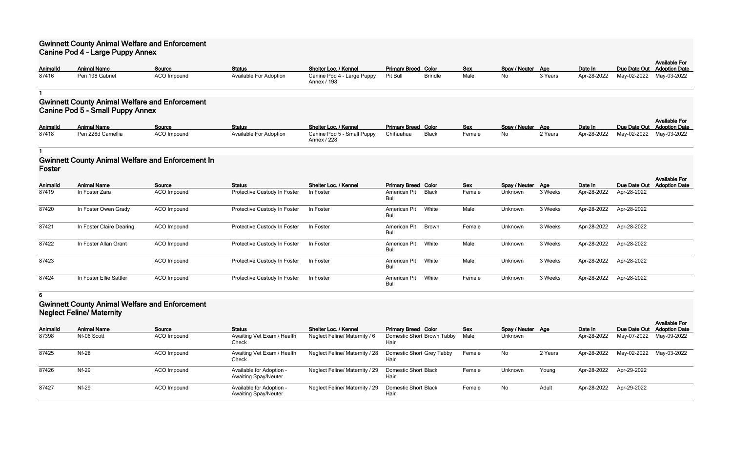## Gwinnett County Animal Welfare and Enforcement
### Canine Pod 4 - Large Puppy Annex

| AnimalId | Animal Name | Source | Status | Shelter Loc. / Kennel | Primary Breed | Color | Sex | Spay / Neuter | Age | Date In | Due Date Out | Available For Adoption Date |
|---|---|---|---|---|---|---|---|---|---|---|---|---|
| 87416 | Pen 198 Gabriel | ACO Impound | Available For Adoption | Canine Pod 4 - Large Puppy Annex / 198 | Pit Bull | Brindle | Male | No | 3 Years | Apr-28-2022 | May-02-2022 | May-03-2022 |

**1**

## Gwinnett County Animal Welfare and Enforcement
### Canine Pod 5 - Small Puppy Annex

| AnimalId | Animal Name | Source | Status | Shelter Loc. / Kennel | Primary Breed | Color | Sex | Spay / Neuter | Age | Date In | Due Date Out | Available For Adoption Date |
|---|---|---|---|---|---|---|---|---|---|---|---|---|
| 87418 | Pen 228d Camellia | ACO Impound | Available For Adoption | Canine Pod 5 - Small Puppy Annex / 228 | Chihuahua | Black | Female | No | 2 Years | Apr-28-2022 | May-02-2022 | May-03-2022 |

**1**

## Gwinnett County Animal Welfare and Enforcement In Foster

| AnimalId | Animal Name | Source | Status | Shelter Loc. / Kennel | Primary Breed | Color | Sex | Spay / Neuter | Age | Date In | Due Date Out | Available For Adoption Date |
|---|---|---|---|---|---|---|---|---|---|---|---|---|
| 87419 | In Foster Zara | ACO Impound | Protective Custody In Foster | In Foster | American Pit Bull | Black | Female | Unknown | 3 Weeks | Apr-28-2022 | Apr-28-2022 | |
| 87420 | In Foster Owen Grady | ACO Impound | Protective Custody In Foster | In Foster | American Pit Bull | White | Male | Unknown | 3 Weeks | Apr-28-2022 | Apr-28-2022 | |
| 87421 | In Foster Claire Dearing | ACO Impound | Protective Custody In Foster | In Foster | American Pit Bull | Brown | Female | Unknown | 3 Weeks | Apr-28-2022 | Apr-28-2022 | |
| 87422 | In Foster Allan Grant | ACO Impound | Protective Custody In Foster | In Foster | American Pit Bull | White | Male | Unknown | 3 Weeks | Apr-28-2022 | Apr-28-2022 | |
| 87423 | | ACO Impound | Protective Custody In Foster | In Foster | American Pit Bull | White | Male | Unknown | 3 Weeks | Apr-28-2022 | Apr-28-2022 | |
| 87424 | In Foster Ellie Sattler | ACO Impound | Protective Custody In Foster | In Foster | American Pit Bull | White | Female | Unknown | 3 Weeks | Apr-28-2022 | Apr-28-2022 | |

**6**

## Gwinnett County Animal Welfare and Enforcement
### Neglect Feline/ Maternity

| AnimalId | Animal Name | Source | Status | Shelter Loc. / Kennel | Primary Breed | Color | Sex | Spay / Neuter | Age | Date In | Due Date Out | Available For Adoption Date |
|---|---|---|---|---|---|---|---|---|---|---|---|---|
| 87398 | Nf-06 Scott | ACO Impound | Awaiting Vet Exam / Health Check | Neglect Feline/ Maternity / 6 | Domestic Short Hair | Brown Tabby | Male | Unknown | | Apr-28-2022 | May-07-2022 | May-09-2022 |
| 87425 | Nf-28 | ACO Impound | Awaiting Vet Exam / Health Check | Neglect Feline/ Maternity / 28 | Domestic Short Hair | Grey Tabby | Female | No | 2 Years | Apr-28-2022 | May-02-2022 | May-03-2022 |
| 87426 | Nf-29 | ACO Impound | Available for Adoption - Awaiting Spay/Neuter | Neglect Feline/ Maternity / 29 | Domestic Short Hair | Black | Female | Unknown | Young | Apr-28-2022 | Apr-29-2022 | |
| 87427 | Nf-29 | ACO Impound | Available for Adoption - Awaiting Spay/Neuter | Neglect Feline/ Maternity / 29 | Domestic Short Hair | Black | Female | No | Adult | Apr-28-2022 | Apr-29-2022 | |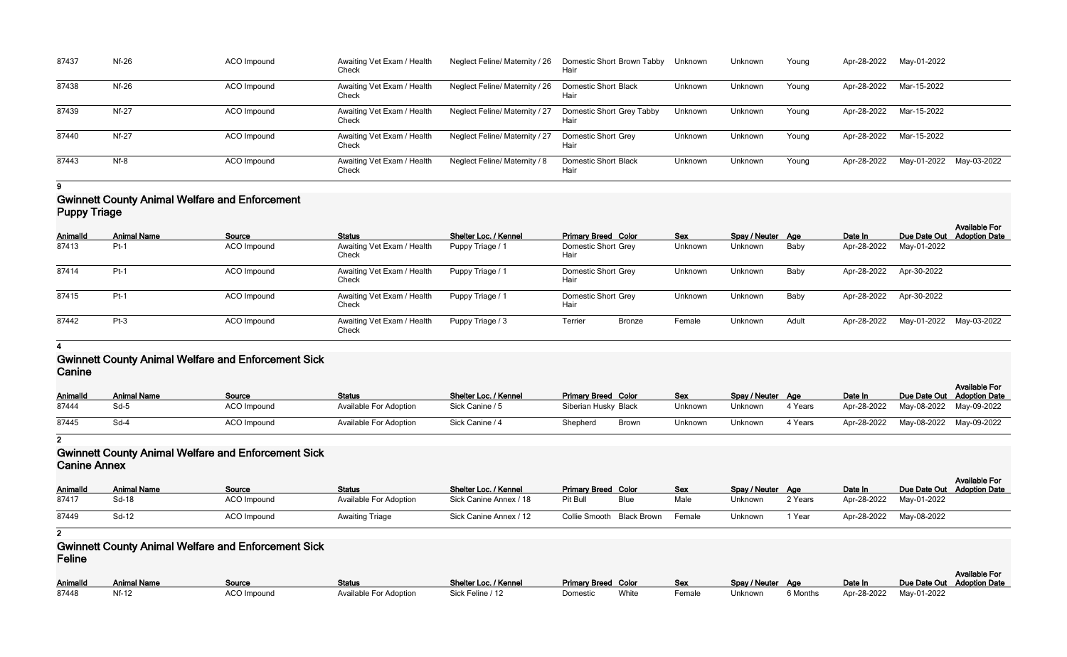| AnimalId | Animal Name | Source | Status | Shelter Loc. / Kennel | Primary Breed | Color | Sex | Spay / Neuter | Age | Date In | Due Date Out | Available For Adoption Date |
|---|---|---|---|---|---|---|---|---|---|---|---|---|
| 87437 | Nf-26 | ACO Impound | Awaiting Vet Exam / Health Check | Neglect Feline/ Maternity / 26 | Domestic Short Hair | Brown Tabby | Unknown | Unknown | Young | Apr-28-2022 | May-01-2022 | |
| 87438 | Nf-26 | ACO Impound | Awaiting Vet Exam / Health Check | Neglect Feline/ Maternity / 26 | Domestic Short Hair | Black | Unknown | Unknown | Young | Apr-28-2022 | Mar-15-2022 | |
| 87439 | Nf-27 | ACO Impound | Awaiting Vet Exam / Health Check | Neglect Feline/ Maternity / 27 | Domestic Short Hair | Grey Tabby | Unknown | Unknown | Young | Apr-28-2022 | Mar-15-2022 | |
| 87440 | Nf-27 | ACO Impound | Awaiting Vet Exam / Health Check | Neglect Feline/ Maternity / 27 | Domestic Short Hair | Grey | Unknown | Unknown | Young | Apr-28-2022 | Mar-15-2022 | |
| 87443 | Nf-8 | ACO Impound | Awaiting Vet Exam / Health Check | Neglect Feline/ Maternity / 8 | Domestic Short Hair | Black | Unknown | Unknown | Young | Apr-28-2022 | May-01-2022 | May-03-2022 |

**9**

## Gwinnett County Animal Welfare and Enforcement Puppy Triage

| AnimalId | Animal Name | Source | Status | Shelter Loc. / Kennel | Primary Breed | Color | Sex | Spay / Neuter | Age | Date In | Due Date Out | Available For Adoption Date |
|---|---|---|---|---|---|---|---|---|---|---|---|---|
| 87413 | Pt-1 | ACO Impound | Awaiting Vet Exam / Health Check | Puppy Triage / 1 | Domestic Short Hair | Grey | Unknown | Unknown | Baby | Apr-28-2022 | May-01-2022 | |
| 87414 | Pt-1 | ACO Impound | Awaiting Vet Exam / Health Check | Puppy Triage / 1 | Domestic Short Hair | Grey | Unknown | Unknown | Baby | Apr-28-2022 | Apr-30-2022 | |
| 87415 | Pt-1 | ACO Impound | Awaiting Vet Exam / Health Check | Puppy Triage / 1 | Domestic Short Hair | Grey | Unknown | Unknown | Baby | Apr-28-2022 | Apr-30-2022 | |
| 87442 | Pt-3 | ACO Impound | Awaiting Vet Exam / Health Check | Puppy Triage / 3 | Terrier | Bronze | Female | Unknown | Adult | Apr-28-2022 | May-01-2022 | May-03-2022 |

**4**

## Gwinnett County Animal Welfare and Enforcement Sick Canine

| AnimalId | Animal Name | Source | Status | Shelter Loc. / Kennel | Primary Breed | Color | Sex | Spay / Neuter | Age | Date In | Due Date Out | Available For Adoption Date |
|---|---|---|---|---|---|---|---|---|---|---|---|---|
| 87444 | Sd-5 | ACO Impound | Available For Adoption | Sick Canine / 5 | Siberian Husky | Black | Unknown | Unknown | 4 Years | Apr-28-2022 | May-08-2022 | May-09-2022 |
| 87445 | Sd-4 | ACO Impound | Available For Adoption | Sick Canine / 4 | Shepherd | Brown | Unknown | Unknown | 4 Years | Apr-28-2022 | May-08-2022 | May-09-2022 |

**2**

## Gwinnett County Animal Welfare and Enforcement Sick Canine Annex

| AnimalId | Animal Name | Source | Status | Shelter Loc. / Kennel | Primary Breed | Color | Sex | Spay / Neuter | Age | Date In | Due Date Out | Available For Adoption Date |
|---|---|---|---|---|---|---|---|---|---|---|---|---|
| 87417 | Sd-18 | ACO Impound | Available For Adoption | Sick Canine Annex / 18 | Pit Bull | Blue | Male | Unknown | 2 Years | Apr-28-2022 | May-01-2022 | |
| 87449 | Sd-12 | ACO Impound | Awaiting Triage | Sick Canine Annex / 12 | Collie Smooth | Black Brown | Female | Unknown | 1 Year | Apr-28-2022 | May-08-2022 | |

**2**

## Gwinnett County Animal Welfare and Enforcement Sick Feline

| AnimalId | Animal Name | Source | Status | Shelter Loc. / Kennel | Primary Breed | Color | Sex | Spay / Neuter | Age | Date In | Due Date Out | Available For Adoption Date |
|---|---|---|---|---|---|---|---|---|---|---|---|---|
| 87448 | Nf-12 | ACO Impound | Available For Adoption | Sick Feline / 12 | Domestic | White | Female | Unknown | 6 Months | Apr-28-2022 | May-01-2022 | |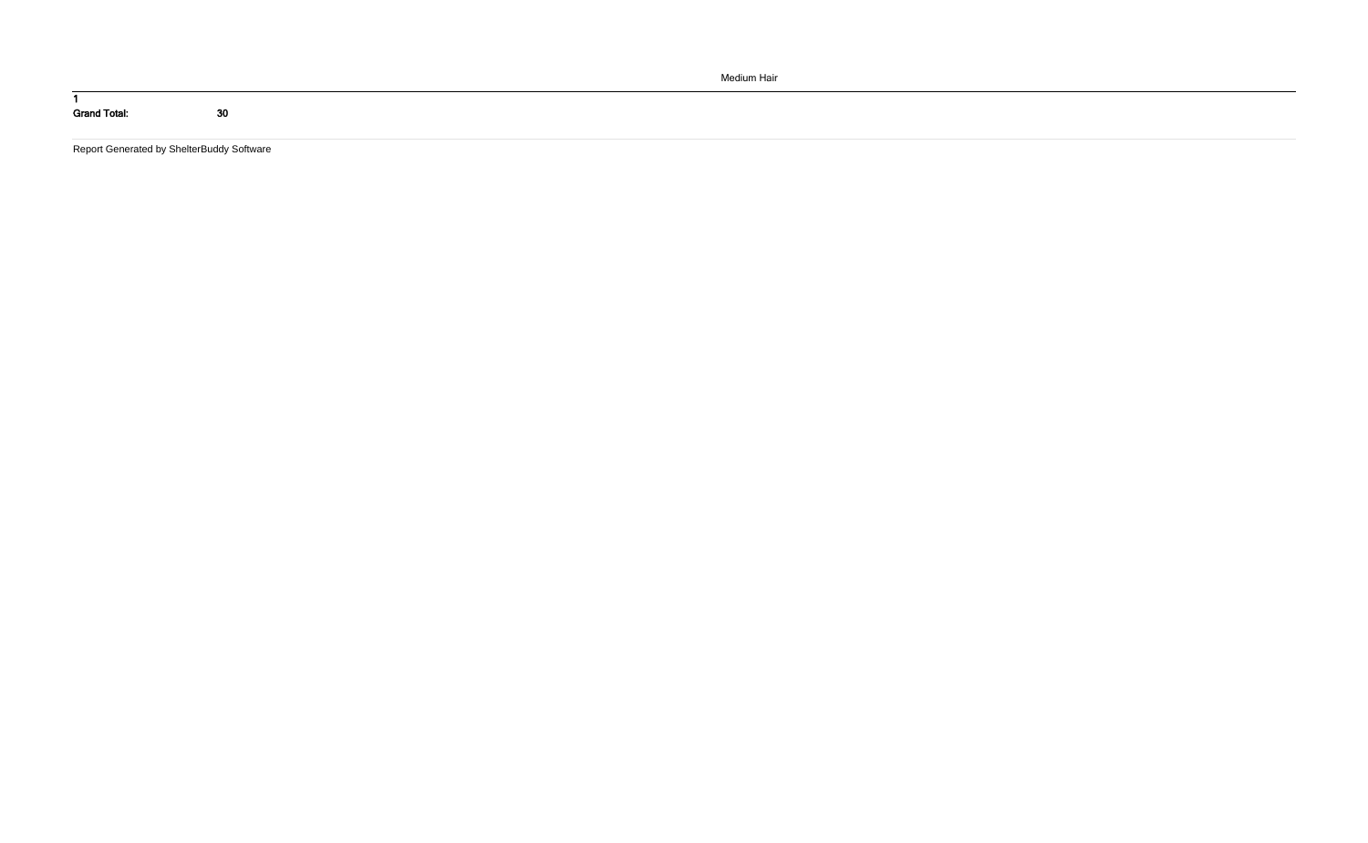Medium Hair

**1**

**Grand Total:** **30**

Report Generated by ShelterBuddy Software